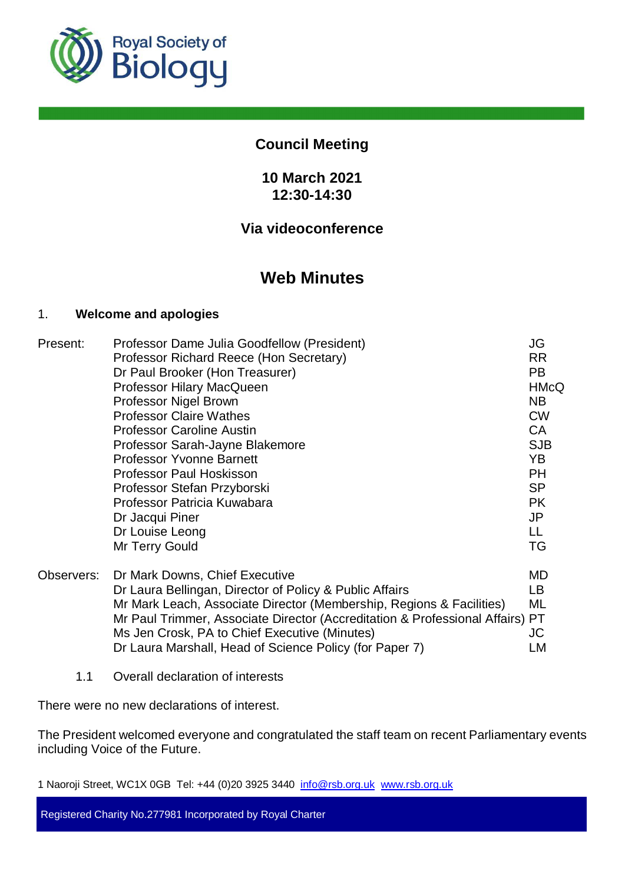# Council Meeting

**10 March 2021**
**12:30-14:30**

**Via videoconference**

## Web Minutes

1. **Welcome and apologies**

| | | |
|---|---|---|
| Present: | Professor Dame Julia Goodfellow (President) | JG |
| | Professor Richard Reece (Hon Secretary) | RR |
| | Dr Paul Brooker (Hon Treasurer) | PB |
| | Professor Hilary MacQueen | HMcQ |
| | Professor Nigel Brown | NB |
| | Professor Claire Wathes | CW |
| | Professor Caroline Austin | CA |
| | Professor Sarah-Jayne Blakemore | SJB |
| | Professor Yvonne Barnett | YB |
| | Professor Paul Hoskisson | PH |
| | Professor Stefan Przyborski | SP |
| | Professor Patricia Kuwabara | PK |
| | Dr Jacqui Piner | JP |
| | Dr Louise Leong | LL |
| | Mr Terry Gould | TG |
| Observers: | Dr Mark Downs, Chief Executive | MD |
| | Dr Laura Bellingan, Director of Policy & Public Affairs | LB |
| | Mr Mark Leach, Associate Director (Membership, Regions & Facilities) | ML |
| | Mr Paul Trimmer, Associate Director (Accreditation & Professional Affairs) | PT |
| | Ms Jen Crosk, PA to Chief Executive (Minutes) | JC |
| | Dr Laura Marshall, Head of Science Policy (for Paper 7) | LM |

1.1 Overall declaration of interests

There were no new declarations of interest.

The President welcomed everyone and congratulated the staff team on recent Parliamentary events including Voice of the Future.

1 Naoroji Street, WC1X 0GB Tel: +44 (0)20 3925 3440 info@rsb.org.uk www.rsb.org.uk

Registered Charity No.277981 Incorporated by Royal Charter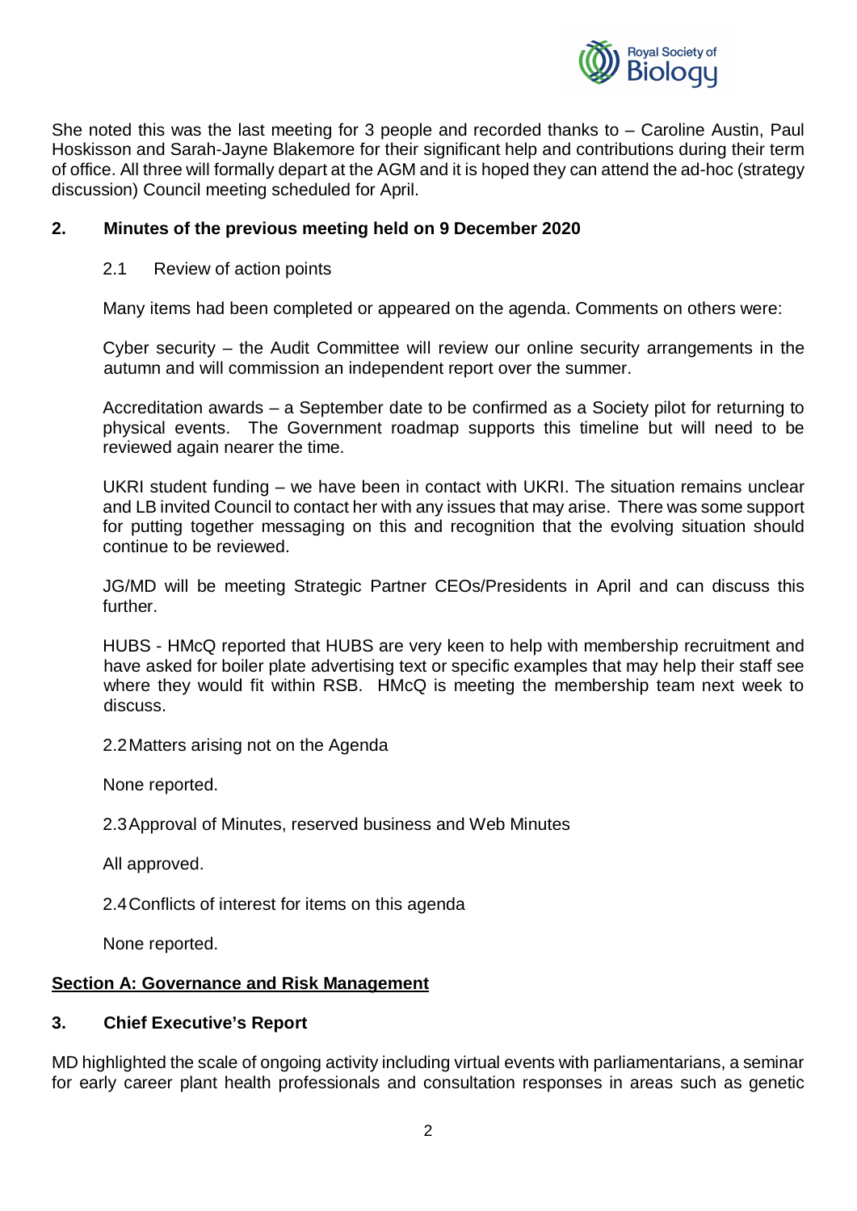She noted this was the last meeting for 3 people and recorded thanks to – Caroline Austin, Paul Hoskisson and Sarah-Jayne Blakemore for their significant help and contributions during their term of office. All three will formally depart at the AGM and it is hoped they can attend the ad-hoc (strategy discussion) Council meeting scheduled for April.

## 2. Minutes of the previous meeting held on 9 December 2020

### 2.1 Review of action points

Many items had been completed or appeared on the agenda. Comments on others were:

Cyber security – the Audit Committee will review our online security arrangements in the autumn and will commission an independent report over the summer.

Accreditation awards – a September date to be confirmed as a Society pilot for returning to physical events. The Government roadmap supports this timeline but will need to be reviewed again nearer the time.

UKRI student funding – we have been in contact with UKRI. The situation remains unclear and LB invited Council to contact her with any issues that may arise. There was some support for putting together messaging on this and recognition that the evolving situation should continue to be reviewed.

JG/MD will be meeting Strategic Partner CEOs/Presidents in April and can discuss this further.

HUBS - HMcQ reported that HUBS are very keen to help with membership recruitment and have asked for boiler plate advertising text or specific examples that may help their staff see where they would fit within RSB. HMcQ is meeting the membership team next week to discuss.

### 2.2 Matters arising not on the Agenda

None reported.

### 2.3 Approval of Minutes, reserved business and Web Minutes

All approved.

### 2.4 Conflicts of interest for items on this agenda

None reported.

## Section A: Governance and Risk Management

## 3. Chief Executive's Report

MD highlighted the scale of ongoing activity including virtual events with parliamentarians, a seminar for early career plant health professionals and consultation responses in areas such as genetic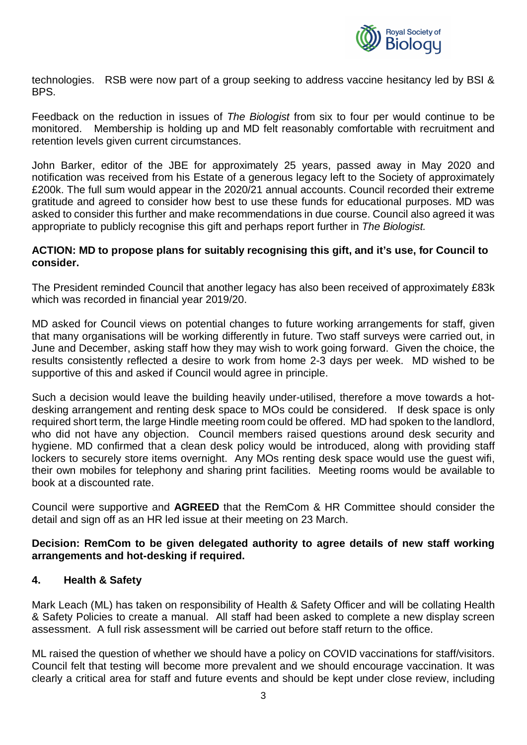technologies. RSB were now part of a group seeking to address vaccine hesitancy led by BSI & BPS.

Feedback on the reduction in issues of *The Biologist* from six to four per would continue to be monitored. Membership is holding up and MD felt reasonably comfortable with recruitment and retention levels given current circumstances.

John Barker, editor of the JBE for approximately 25 years, passed away in May 2020 and notification was received from his Estate of a generous legacy left to the Society of approximately £200k. The full sum would appear in the 2020/21 annual accounts. Council recorded their extreme gratitude and agreed to consider how best to use these funds for educational purposes. MD was asked to consider this further and make recommendations in due course. Council also agreed it was appropriate to publicly recognise this gift and perhaps report further in *The Biologist.*

**ACTION: MD to propose plans for suitably recognising this gift, and it's use, for Council to consider.**

The President reminded Council that another legacy has also been received of approximately £83k which was recorded in financial year 2019/20.

MD asked for Council views on potential changes to future working arrangements for staff, given that many organisations will be working differently in future. Two staff surveys were carried out, in June and December, asking staff how they may wish to work going forward. Given the choice, the results consistently reflected a desire to work from home 2-3 days per week. MD wished to be supportive of this and asked if Council would agree in principle.

Such a decision would leave the building heavily under-utilised, therefore a move towards a hot-desking arrangement and renting desk space to MOs could be considered. If desk space is only required short term, the large Hindle meeting room could be offered. MD had spoken to the landlord, who did not have any objection. Council members raised questions around desk security and hygiene. MD confirmed that a clean desk policy would be introduced, along with providing staff lockers to securely store items overnight. Any MOs renting desk space would use the guest wifi, their own mobiles for telephony and sharing print facilities. Meeting rooms would be available to book at a discounted rate.

Council were supportive and **AGREED** that the RemCom & HR Committee should consider the detail and sign off as an HR led issue at their meeting on 23 March.

**Decision: RemCom to be given delegated authority to agree details of new staff working arrangements and hot-desking if required.**

## 4. Health & Safety

Mark Leach (ML) has taken on responsibility of Health & Safety Officer and will be collating Health & Safety Policies to create a manual. All staff had been asked to complete a new display screen assessment. A full risk assessment will be carried out before staff return to the office.

ML raised the question of whether we should have a policy on COVID vaccinations for staff/visitors. Council felt that testing will become more prevalent and we should encourage vaccination. It was clearly a critical area for staff and future events and should be kept under close review, including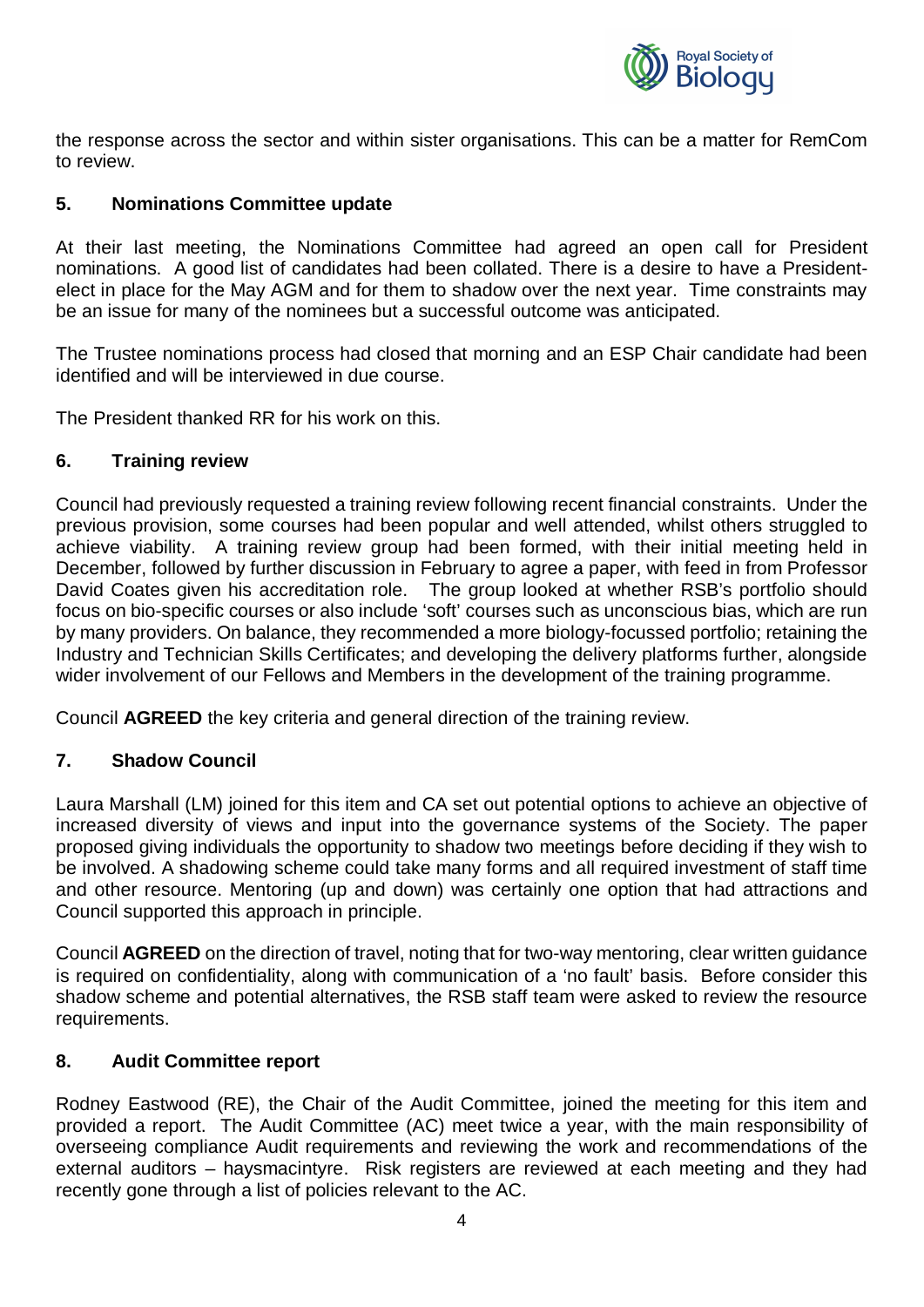the response across the sector and within sister organisations. This can be a matter for RemCom to review.

## 5. Nominations Committee update

At their last meeting, the Nominations Committee had agreed an open call for President nominations. A good list of candidates had been collated. There is a desire to have a President-elect in place for the May AGM and for them to shadow over the next year. Time constraints may be an issue for many of the nominees but a successful outcome was anticipated.

The Trustee nominations process had closed that morning and an ESP Chair candidate had been identified and will be interviewed in due course.

The President thanked RR for his work on this.

## 6. Training review

Council had previously requested a training review following recent financial constraints. Under the previous provision, some courses had been popular and well attended, whilst others struggled to achieve viability. A training review group had been formed, with their initial meeting held in December, followed by further discussion in February to agree a paper, with feed in from Professor David Coates given his accreditation role. The group looked at whether RSB's portfolio should focus on bio-specific courses or also include 'soft' courses such as unconscious bias, which are run by many providers. On balance, they recommended a more biology-focussed portfolio; retaining the Industry and Technician Skills Certificates; and developing the delivery platforms further, alongside wider involvement of our Fellows and Members in the development of the training programme.

Council **AGREED** the key criteria and general direction of the training review.

## 7. Shadow Council

Laura Marshall (LM) joined for this item and CA set out potential options to achieve an objective of increased diversity of views and input into the governance systems of the Society. The paper proposed giving individuals the opportunity to shadow two meetings before deciding if they wish to be involved. A shadowing scheme could take many forms and all required investment of staff time and other resource. Mentoring (up and down) was certainly one option that had attractions and Council supported this approach in principle.

Council **AGREED** on the direction of travel, noting that for two-way mentoring, clear written guidance is required on confidentiality, along with communication of a 'no fault' basis. Before consider this shadow scheme and potential alternatives, the RSB staff team were asked to review the resource requirements.

## 8. Audit Committee report

Rodney Eastwood (RE), the Chair of the Audit Committee, joined the meeting for this item and provided a report. The Audit Committee (AC) meet twice a year, with the main responsibility of overseeing compliance Audit requirements and reviewing the work and recommendations of the external auditors – haysmacintyre. Risk registers are reviewed at each meeting and they had recently gone through a list of policies relevant to the AC.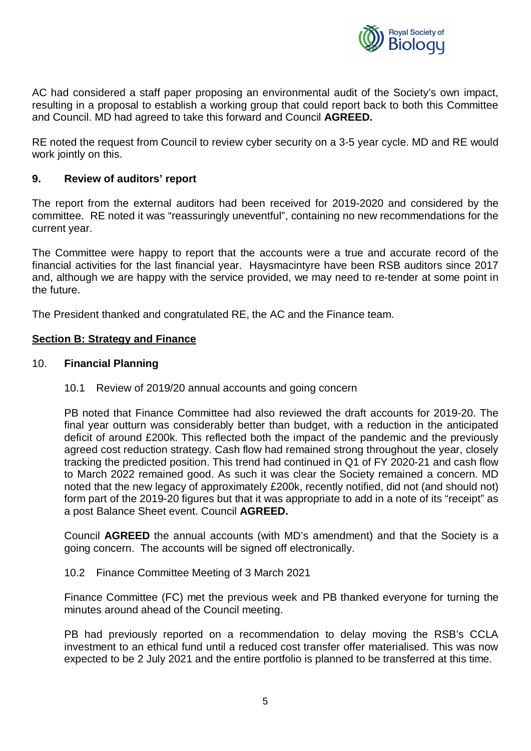AC had considered a staff paper proposing an environmental audit of the Society's own impact, resulting in a proposal to establish a working group that could report back to both this Committee and Council. MD had agreed to take this forward and Council **AGREED.**

RE noted the request from Council to review cyber security on a 3-5 year cycle. MD and RE would work jointly on this.

### 9. Review of auditors' report

The report from the external auditors had been received for 2019-2020 and considered by the committee. RE noted it was "reassuringly uneventful", containing no new recommendations for the current year.

The Committee were happy to report that the accounts were a true and accurate record of the financial activities for the last financial year. Haysmacintyre have been RSB auditors since 2017 and, although we are happy with the service provided, we may need to re-tender at some point in the future.

The President thanked and congratulated RE, the AC and the Finance team.

## Section B: Strategy and Finance

### 10. Financial Planning

10.1 Review of 2019/20 annual accounts and going concern

PB noted that Finance Committee had also reviewed the draft accounts for 2019-20. The final year outturn was considerably better than budget, with a reduction in the anticipated deficit of around £200k. This reflected both the impact of the pandemic and the previously agreed cost reduction strategy. Cash flow had remained strong throughout the year, closely tracking the predicted position. This trend had continued in Q1 of FY 2020-21 and cash flow to March 2022 remained good. As such it was clear the Society remained a concern. MD noted that the new legacy of approximately £200k, recently notified, did not (and should not) form part of the 2019-20 figures but that it was appropriate to add in a note of its "receipt" as a post Balance Sheet event. Council **AGREED.**

Council **AGREED** the annual accounts (with MD's amendment) and that the Society is a going concern. The accounts will be signed off electronically.

10.2 Finance Committee Meeting of 3 March 2021

Finance Committee (FC) met the previous week and PB thanked everyone for turning the minutes around ahead of the Council meeting.

PB had previously reported on a recommendation to delay moving the RSB's CCLA investment to an ethical fund until a reduced cost transfer offer materialised. This was now expected to be 2 July 2021 and the entire portfolio is planned to be transferred at this time.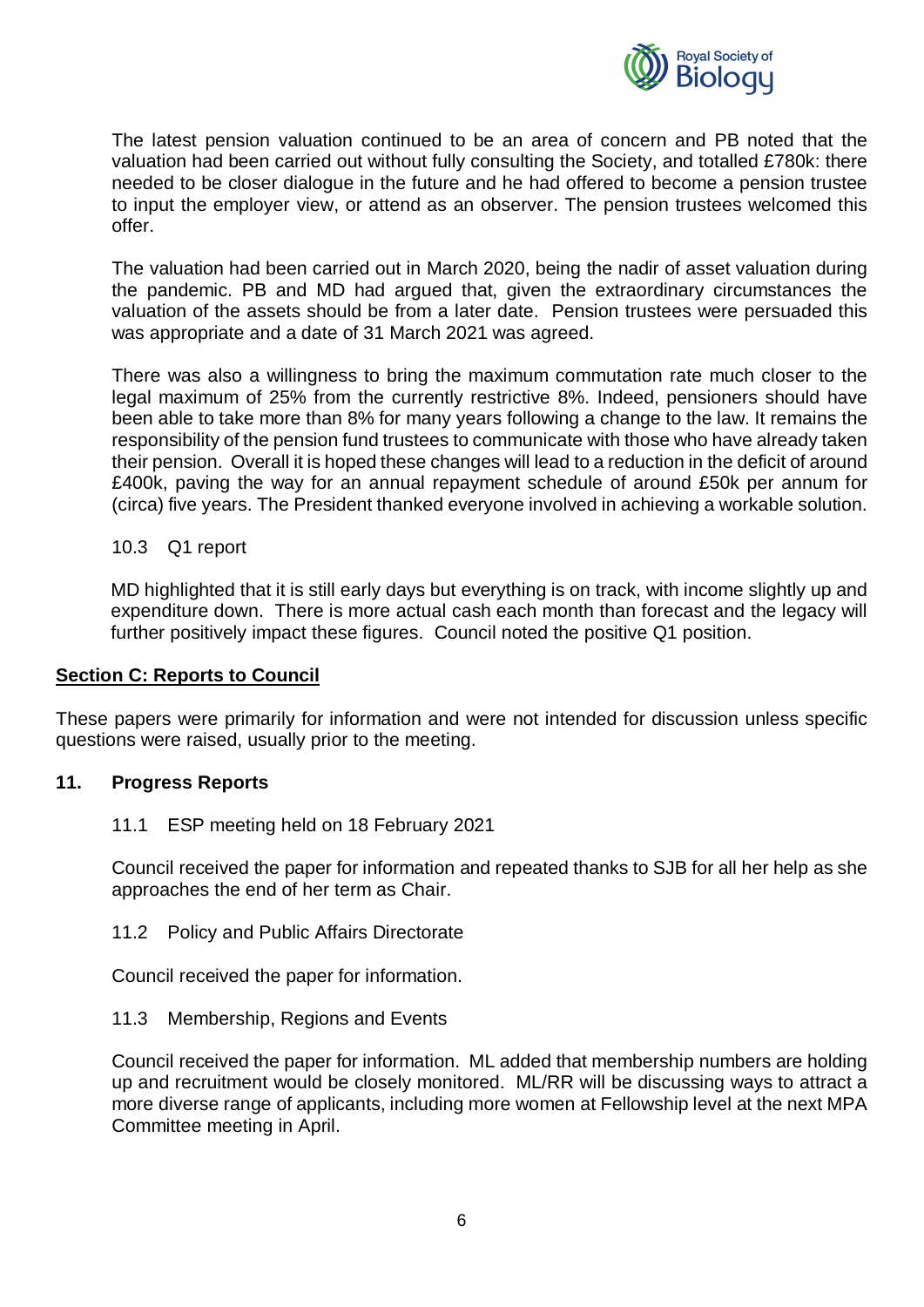The latest pension valuation continued to be an area of concern and PB noted that the valuation had been carried out without fully consulting the Society, and totalled £780k: there needed to be closer dialogue in the future and he had offered to become a pension trustee to input the employer view, or attend as an observer. The pension trustees welcomed this offer.

The valuation had been carried out in March 2020, being the nadir of asset valuation during the pandemic. PB and MD had argued that, given the extraordinary circumstances the valuation of the assets should be from a later date. Pension trustees were persuaded this was appropriate and a date of 31 March 2021 was agreed.

There was also a willingness to bring the maximum commutation rate much closer to the legal maximum of 25% from the currently restrictive 8%. Indeed, pensioners should have been able to take more than 8% for many years following a change to the law. It remains the responsibility of the pension fund trustees to communicate with those who have already taken their pension. Overall it is hoped these changes will lead to a reduction in the deficit of around £400k, paving the way for an annual repayment schedule of around £50k per annum for (circa) five years. The President thanked everyone involved in achieving a workable solution.

10.3 Q1 report

MD highlighted that it is still early days but everything is on track, with income slightly up and expenditure down. There is more actual cash each month than forecast and the legacy will further positively impact these figures. Council noted the positive Q1 position.

## Section C: Reports to Council

These papers were primarily for information and were not intended for discussion unless specific questions were raised, usually prior to the meeting.

### 11. Progress Reports

11.1 ESP meeting held on 18 February 2021

Council received the paper for information and repeated thanks to SJB for all her help as she approaches the end of her term as Chair.

11.2 Policy and Public Affairs Directorate

Council received the paper for information.

11.3 Membership, Regions and Events

Council received the paper for information. ML added that membership numbers are holding up and recruitment would be closely monitored. ML/RR will be discussing ways to attract a more diverse range of applicants, including more women at Fellowship level at the next MPA Committee meeting in April.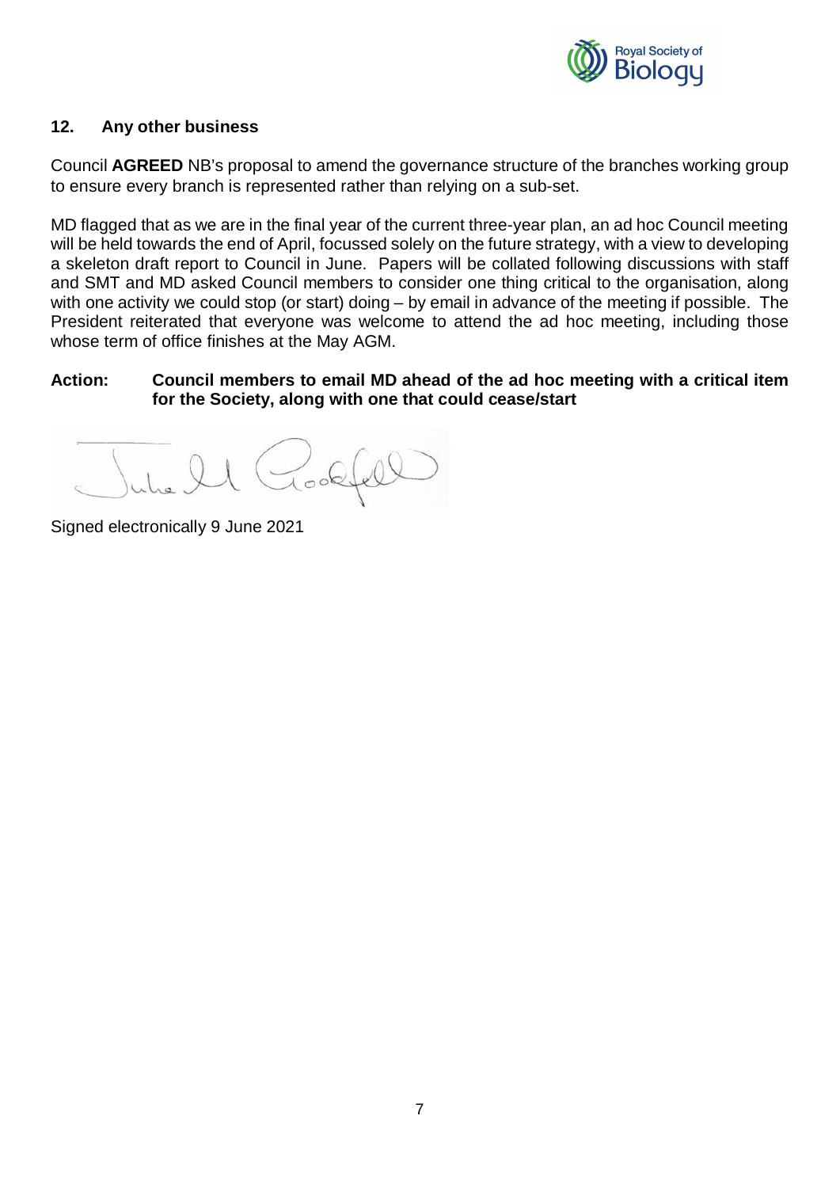## 12. Any other business

Council **AGREED** NB's proposal to amend the governance structure of the branches working group to ensure every branch is represented rather than relying on a sub-set.

MD flagged that as we are in the final year of the current three-year plan, an ad hoc Council meeting will be held towards the end of April, focussed solely on the future strategy, with a view to developing a skeleton draft report to Council in June. Papers will be collated following discussions with staff and SMT and MD asked Council members to consider one thing critical to the organisation, along with one activity we could stop (or start) doing – by email in advance of the meeting if possible. The President reiterated that everyone was welcome to attend the ad hoc meeting, including those whose term of office finishes at the May AGM.

**Action: Council members to email MD ahead of the ad hoc meeting with a critical item for the Society, along with one that could cease/start**

Signed electronically 9 June 2021